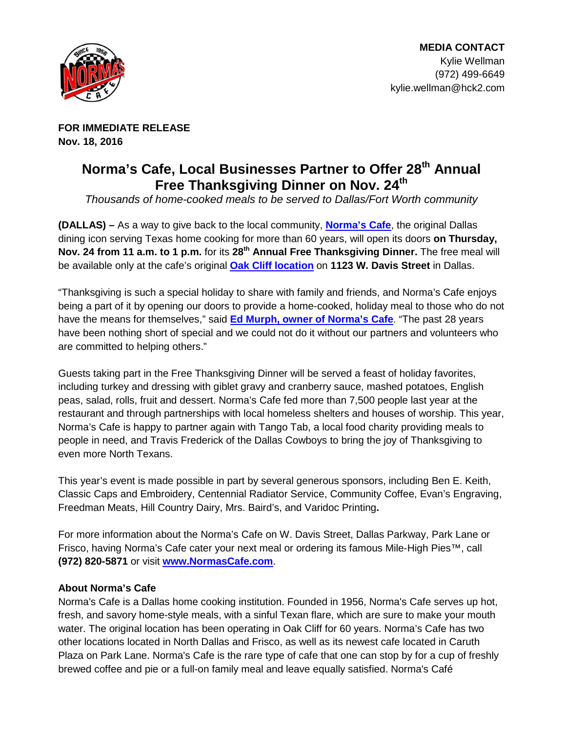**MEDIA CONTACT**
Kylie Wellman
(972) 499-6649
kylie.wellman@hck2.com

**FOR IMMEDIATE RELEASE**
**Nov. 18, 2016**

# Norma's Cafe, Local Businesses Partner to Offer 28th Annual Free Thanksgiving Dinner on Nov. 24th

*Thousands of home-cooked meals to be served to Dallas/Fort Worth community*

**(DALLAS) –** As a way to give back to the local community, **[Norma's Cafe](www.NormasCafe.com)**, the original Dallas dining icon serving Texas home cooking for more than 60 years, will open its doors **on Thursday, Nov. 24 from 11 a.m. to 1 p.m.** for its **28th Annual Free Thanksgiving Dinner.** The free meal will be available only at the cafe's original **Oak Cliff location** on **1123 W. Davis Street** in Dallas.

"Thanksgiving is such a special holiday to share with family and friends, and Norma's Cafe enjoys being a part of it by opening our doors to provide a home-cooked, holiday meal to those who do not have the means for themselves," said **Ed Murph, owner of Norma's Cafe**. "The past 28 years have been nothing short of special and we could not do it without our partners and volunteers who are committed to helping others."

Guests taking part in the Free Thanksgiving Dinner will be served a feast of holiday favorites, including turkey and dressing with giblet gravy and cranberry sauce, mashed potatoes, English peas, salad, rolls, fruit and dessert. Norma's Cafe fed more than 7,500 people last year at the restaurant and through partnerships with local homeless shelters and houses of worship. This year, Norma's Cafe is happy to partner again with Tango Tab, a local food charity providing meals to people in need, and Travis Frederick of the Dallas Cowboys to bring the joy of Thanksgiving to even more North Texans.

This year's event is made possible in part by several generous sponsors, including Ben E. Keith, Classic Caps and Embroidery, Centennial Radiator Service, Community Coffee, Evan's Engraving, Freedman Meats, Hill Country Dairy, Mrs. Baird's, and Varidoc Printing**.**

For more information about the Norma's Cafe on W. Davis Street, Dallas Parkway, Park Lane or Frisco, having Norma's Cafe cater your next meal or ordering its famous Mile-High Pies™, call **(972) 820-5871** or visit **[www.NormasCafe.com](www.NormasCafe.com)**.

**About Norma's Cafe**

Norma's Cafe is a Dallas home cooking institution. Founded in 1956, Norma's Cafe serves up hot, fresh, and savory home-style meals, with a sinful Texan flare, which are sure to make your mouth water. The original location has been operating in Oak Cliff for 60 years. Norma's Cafe has two other locations located in North Dallas and Frisco, as well as its newest cafe located in Caruth Plaza on Park Lane. Norma's Cafe is the rare type of cafe that one can stop by for a cup of freshly brewed coffee and pie or a full-on family meal and leave equally satisfied. Norma's Café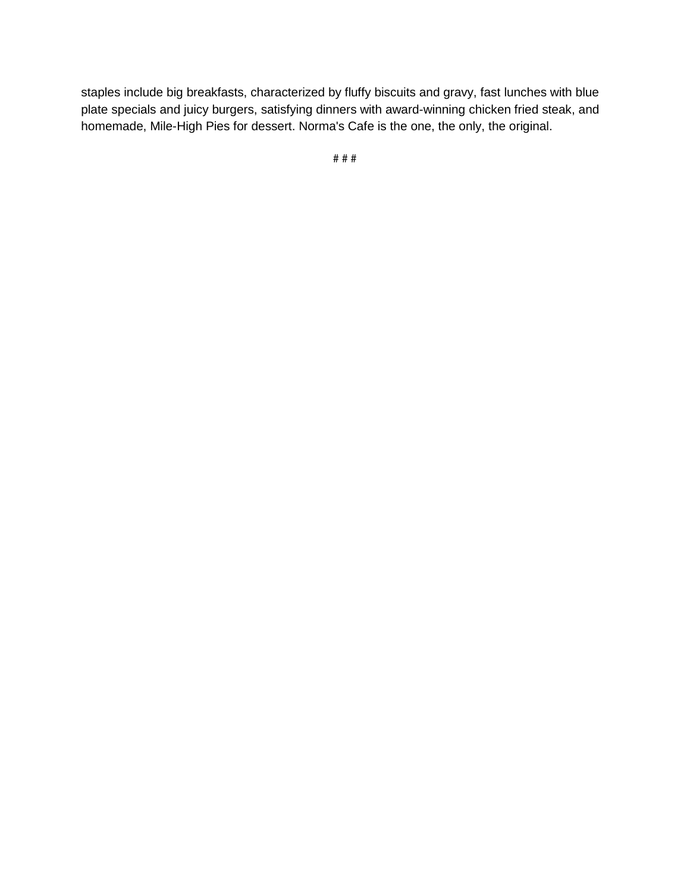staples include big breakfasts, characterized by fluffy biscuits and gravy, fast lunches with blue plate specials and juicy burgers, satisfying dinners with award-winning chicken fried steak, and homemade, Mile-High Pies for dessert. Norma's Cafe is the one, the only, the original.

# # #